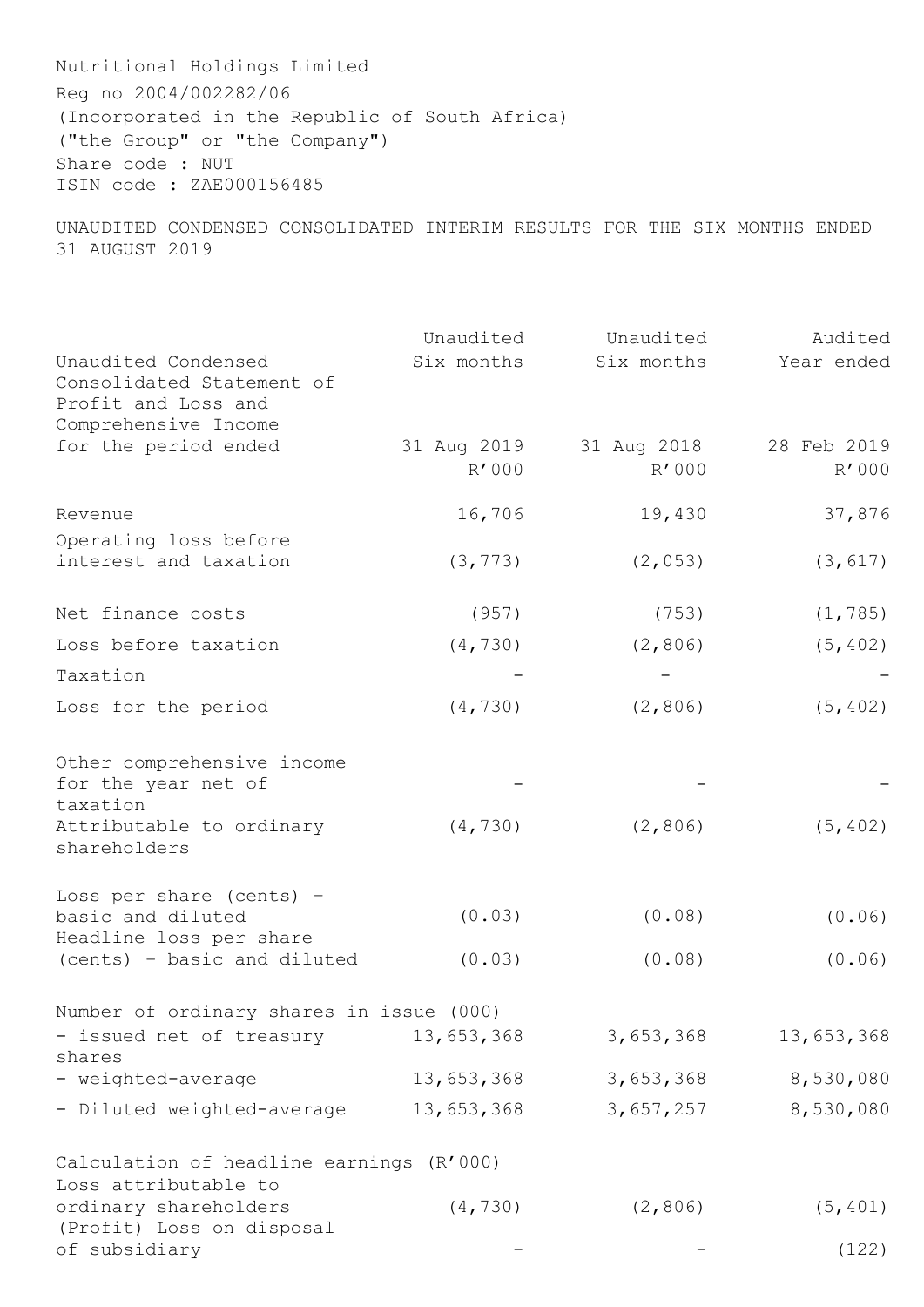Nutritional Holdings Limited
Reg no 2004/002282/06
(Incorporated in the Republic of South Africa)
("the Group" or "the Company")
Share code : NUT
ISIN code : ZAE000156485

UNAUDITED CONDENSED CONSOLIDATED INTERIM RESULTS FOR THE SIX MONTHS ENDED 31 AUGUST 2019

| Unaudited Condensed Consolidated Statement of Profit and Loss and Comprehensive Income for the period ended | Unaudited Six months 31 Aug 2019 R'000 | Unaudited Six months 31 Aug 2018 R'000 | Audited Year ended 28 Feb 2019 R'000 |
|---|---|---|---|
| Revenue | 16,706 | 19,430 | 37,876 |
| Operating loss before interest and taxation | (3,773) | (2,053) | (3,617) |
| Net finance costs | (957) | (753) | (1,785) |
| Loss before taxation | (4,730) | (2,806) | (5,402) |
| Taxation | - | - | - |
| Loss for the period | (4,730) | (2,806) | (5,402) |
| Other comprehensive income for the year net of taxation | - | - | - |
| Attributable to ordinary shareholders | (4,730) | (2,806) | (5,402) |
| Loss per share (cents) - basic and diluted | (0.03) | (0.08) | (0.06) |
| Headline loss per share (cents) - basic and diluted | (0.03) | (0.08) | (0.06) |
| Number of ordinary shares in issue (000) | | | |
| - issued net of treasury shares | 13,653,368 | 3,653,368 | 13,653,368 |
| - weighted-average | 13,653,368 | 3,653,368 | 8,530,080 |
| - Diluted weighted-average | 13,653,368 | 3,657,257 | 8,530,080 |
| Calculation of headline earnings (R'000) | | | |
| Loss attributable to ordinary shareholders | (4,730) | (2,806) | (5,401) |
| (Profit) Loss on disposal of subsidiary | - | - | (122) |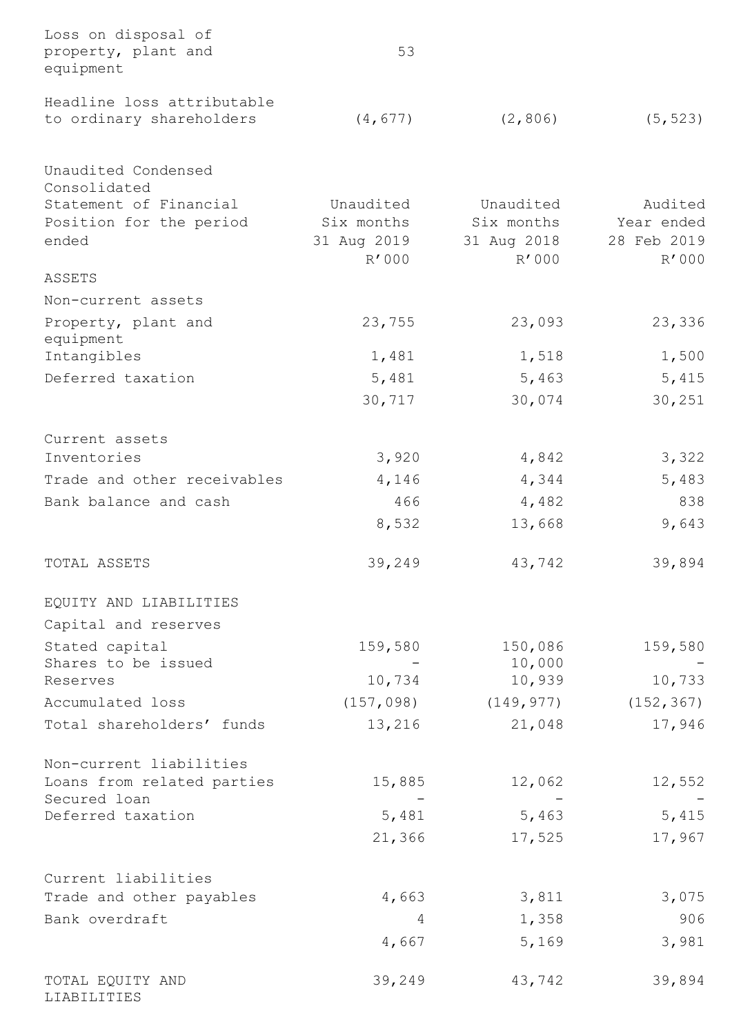| | | | |
|---|---|---|---|
| Loss on disposal of property, plant and equipment | 53 | | |
| Headline loss attributable to ordinary shareholders | (4,677) | (2,806) | (5,523) |

| Unaudited Condensed Consolidated Statement of Financial Position for the period ended | Unaudited Six months 31 Aug 2019 R'000 | Unaudited Six months 31 Aug 2018 R'000 | Audited Year ended 28 Feb 2019 R'000 |
|---|---|---|---|
| ASSETS | | | |
| Non-current assets | | | |
| Property, plant and equipment | 23,755 | 23,093 | 23,336 |
| Intangibles | 1,481 | 1,518 | 1,500 |
| Deferred taxation | 5,481 | 5,463 | 5,415 |
| | 30,717 | 30,074 | 30,251 |
| Current assets | | | |
| Inventories | 3,920 | 4,842 | 3,322 |
| Trade and other receivables | 4,146 | 4,344 | 5,483 |
| Bank balance and cash | 466 | 4,482 | 838 |
| | 8,532 | 13,668 | 9,643 |
| TOTAL ASSETS | 39,249 | 43,742 | 39,894 |
| EQUITY AND LIABILITIES | | | |
| Capital and reserves | | | |
| Stated capital | 159,580 | 150,086 | 159,580 |
| Shares to be issued | - | 10,000 | - |
| Reserves | 10,734 | 10,939 | 10,733 |
| Accumulated loss | (157,098) | (149,977) | (152,367) |
| Total shareholders' funds | 13,216 | 21,048 | 17,946 |
| Non-current liabilities | | | |
| Loans from related parties | 15,885 | 12,062 | 12,552 |
| Secured loan | - | - | - |
| Deferred taxation | 5,481 | 5,463 | 5,415 |
| | 21,366 | 17,525 | 17,967 |
| Current liabilities | | | |
| Trade and other payables | 4,663 | 3,811 | 3,075 |
| Bank overdraft | 4 | 1,358 | 906 |
| | 4,667 | 5,169 | 3,981 |
| TOTAL EQUITY AND LIABILITIES | 39,249 | 43,742 | 39,894 |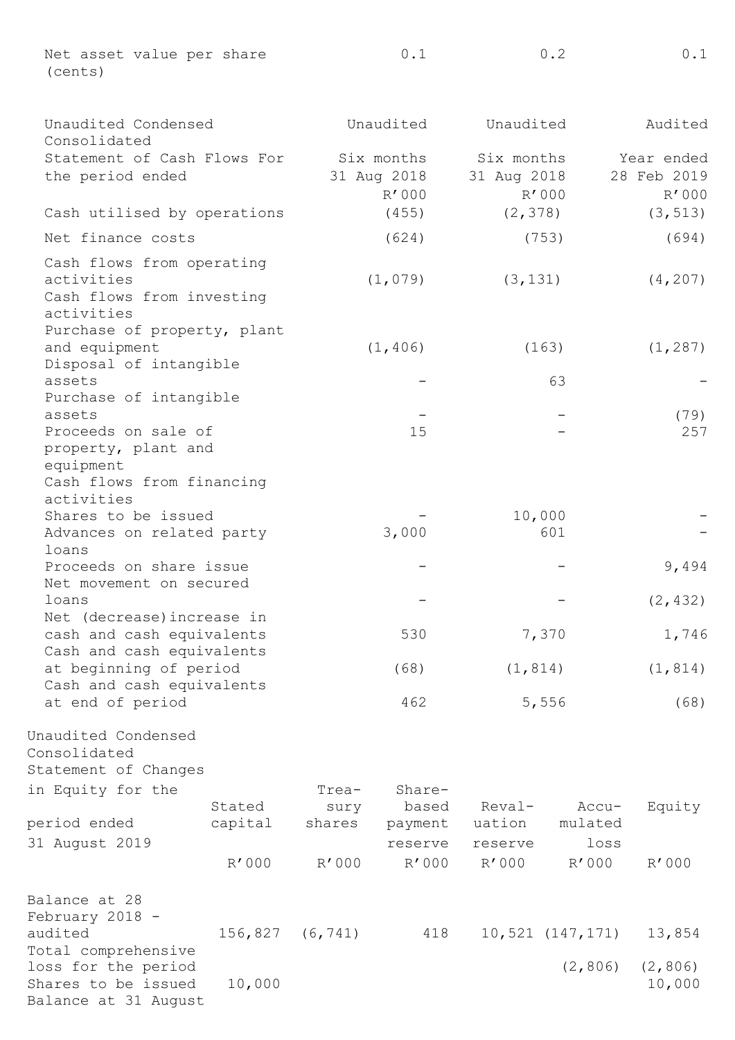| Net asset value per share (cents) | 0.1 | 0.2 | 0.1 |
|---|---|---|---|

| Unaudited Condensed Consolidated Statement of Cash Flows For the period ended | Unaudited Six months 31 Aug 2018 R'000 | Unaudited Six months 31 Aug 2018 R'000 | Audited Year ended 28 Feb 2019 R'000 |
|---|---|---|---|
| Cash utilised by operations | (455) | (2,378) | (3,513) |
| Net finance costs | (624) | (753) | (694) |
| Cash flows from operating activities | (1,079) | (3,131) | (4,207) |
| Cash flows from investing activities | | | |
| Purchase of property, plant and equipment | (1,406) | (163) | (1,287) |
| Disposal of intangible assets | - | 63 | - |
| Purchase of intangible assets | - | - | (79) |
| Proceeds on sale of property, plant and equipment | 15 | - | 257 |
| Cash flows from financing activities | | | |
| Shares to be issued | - | 10,000 | - |
| Advances on related party loans | 3,000 | 601 | - |
| Proceeds on share issue | - | - | 9,494 |
| Net movement on secured loans | - | - | (2,432) |
| Net (decrease)increase in cash and cash equivalents | 530 | 7,370 | 1,746 |
| Cash and cash equivalents at beginning of period | (68) | (1,814) | (1,814) |
| Cash and cash equivalents at end of period | 462 | 5,556 | (68) |

| Unaudited Condensed Consolidated Statement of Changes in Equity for the period ended 31 August 2019 | Stated capital R'000 | Treasury shares R'000 | Share-based payment reserve R'000 | Revaluation reserve R'000 | Accumulated loss R'000 | Equity R'000 |
|---|---|---|---|---|---|---|
| Balance at 28 February 2018 - audited | 156,827 | (6,741) | 418 | 10,521 | (147,171) | 13,854 |
| Total comprehensive loss for the period | | | | | (2,806) | (2,806) |
| Shares to be issued | 10,000 | | | | | 10,000 |
| Balance at 31 August | | | | | | |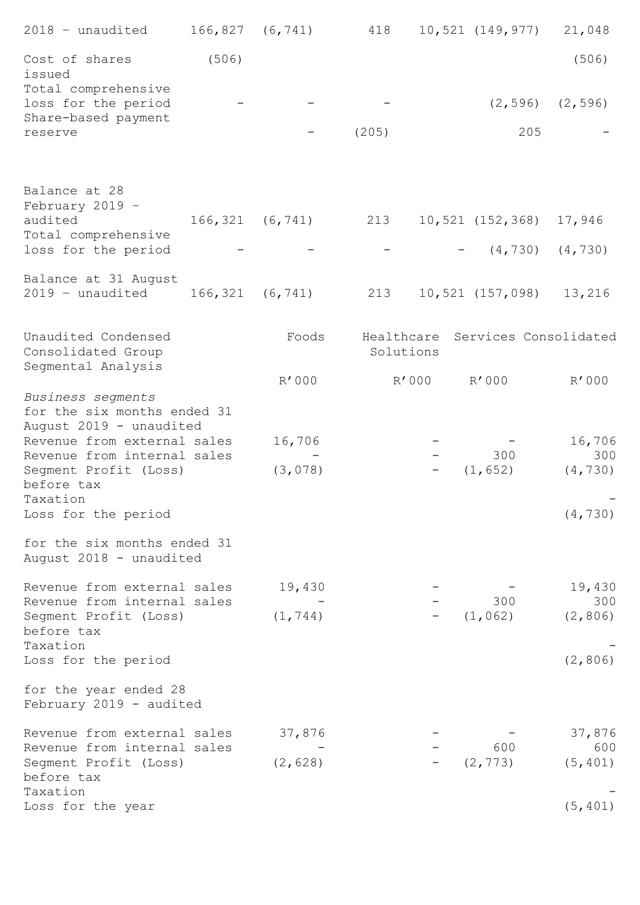| | | | | | | |
|---|---|---|---|---|---|---|
| 2018 - unaudited | 166,827 | (6,741) | 418 | 10,521 | (149,977) | 21,048 |
| Cost of shares issued | (506) | | | | | (506) |
| Total comprehensive loss for the period | - | - | - | | (2,596) | (2,596) |
| Share-based payment reserve | | - | (205) | | 205 | - |
| Balance at 28 February 2019 - audited | 166,321 | (6,741) | 213 | 10,521 | (152,368) | 17,946 |
| Total comprehensive loss for the period | - | - | - | - | (4,730) | (4,730) |
| Balance at 31 August 2019 - unaudited | 166,321 | (6,741) | 213 | 10,521 | (157,098) | 13,216 |

| Unaudited Condensed Consolidated Group Segmental Analysis | Foods | Healthcare Solutions | Services | Consolidated |
|---|---|---|---|---|
| | R'000 | R'000 | R'000 | R'000 |
| *Business segments* | | | | |
| for the six months ended 31 August 2019 - unaudited | | | | |
| Revenue from external sales | 16,706 | - | - | 16,706 |
| Revenue from internal sales | - | - | 300 | 300 |
| Segment Profit (Loss) before tax | (3,078) | - | (1,652) | (4,730) |
| Taxation | | | | - |
| Loss for the period | | | | (4,730) |
| for the six months ended 31 August 2018 - unaudited | | | | |
| Revenue from external sales | 19,430 | - | - | 19,430 |
| Revenue from internal sales | - | - | 300 | 300 |
| Segment Profit (Loss) before tax | (1,744) | - | (1,062) | (2,806) |
| Taxation | | | | - |
| Loss for the period | | | | (2,806) |
| for the year ended 28 February 2019 - audited | | | | |
| Revenue from external sales | 37,876 | - | - | 37,876 |
| Revenue from internal sales | - | - | 600 | 600 |
| Segment Profit (Loss) before tax | (2,628) | - | (2,773) | (5,401) |
| Taxation | | | | - |
| Loss for the year | | | | (5,401) |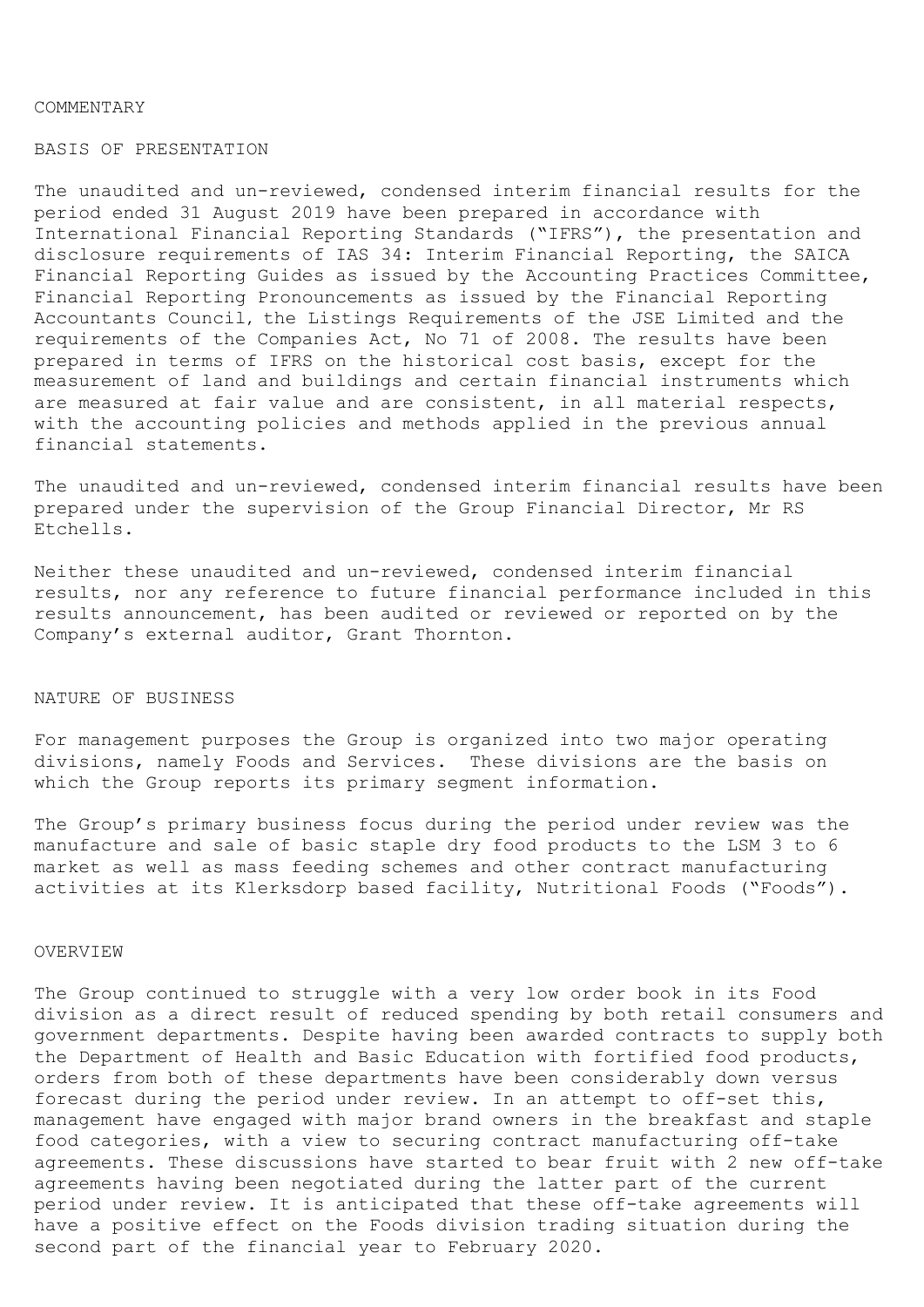# COMMENTARY

## BASIS OF PRESENTATION

The unaudited and un-reviewed, condensed interim financial results for the period ended 31 August 2019 have been prepared in accordance with International Financial Reporting Standards ("IFRS"), the presentation and disclosure requirements of IAS 34: Interim Financial Reporting, the SAICA Financial Reporting Guides as issued by the Accounting Practices Committee, Financial Reporting Pronouncements as issued by the Financial Reporting Accountants Council, the Listings Requirements of the JSE Limited and the requirements of the Companies Act, No 71 of 2008. The results have been prepared in terms of IFRS on the historical cost basis, except for the measurement of land and buildings and certain financial instruments which are measured at fair value and are consistent, in all material respects, with the accounting policies and methods applied in the previous annual financial statements.

The unaudited and un-reviewed, condensed interim financial results have been prepared under the supervision of the Group Financial Director, Mr RS Etchells.

Neither these unaudited and un-reviewed, condensed interim financial results, nor any reference to future financial performance included in this results announcement, has been audited or reviewed or reported on by the Company's external auditor, Grant Thornton.

## NATURE OF BUSINESS

For management purposes the Group is organized into two major operating divisions, namely Foods and Services. These divisions are the basis on which the Group reports its primary segment information.

The Group's primary business focus during the period under review was the manufacture and sale of basic staple dry food products to the LSM 3 to 6 market as well as mass feeding schemes and other contract manufacturing activities at its Klerksdorp based facility, Nutritional Foods ("Foods").

## OVERVIEW

The Group continued to struggle with a very low order book in its Food division as a direct result of reduced spending by both retail consumers and government departments. Despite having been awarded contracts to supply both the Department of Health and Basic Education with fortified food products, orders from both of these departments have been considerably down versus forecast during the period under review. In an attempt to off-set this, management have engaged with major brand owners in the breakfast and staple food categories, with a view to securing contract manufacturing off-take agreements. These discussions have started to bear fruit with 2 new off-take agreements having been negotiated during the latter part of the current period under review. It is anticipated that these off-take agreements will have a positive effect on the Foods division trading situation during the second part of the financial year to February 2020.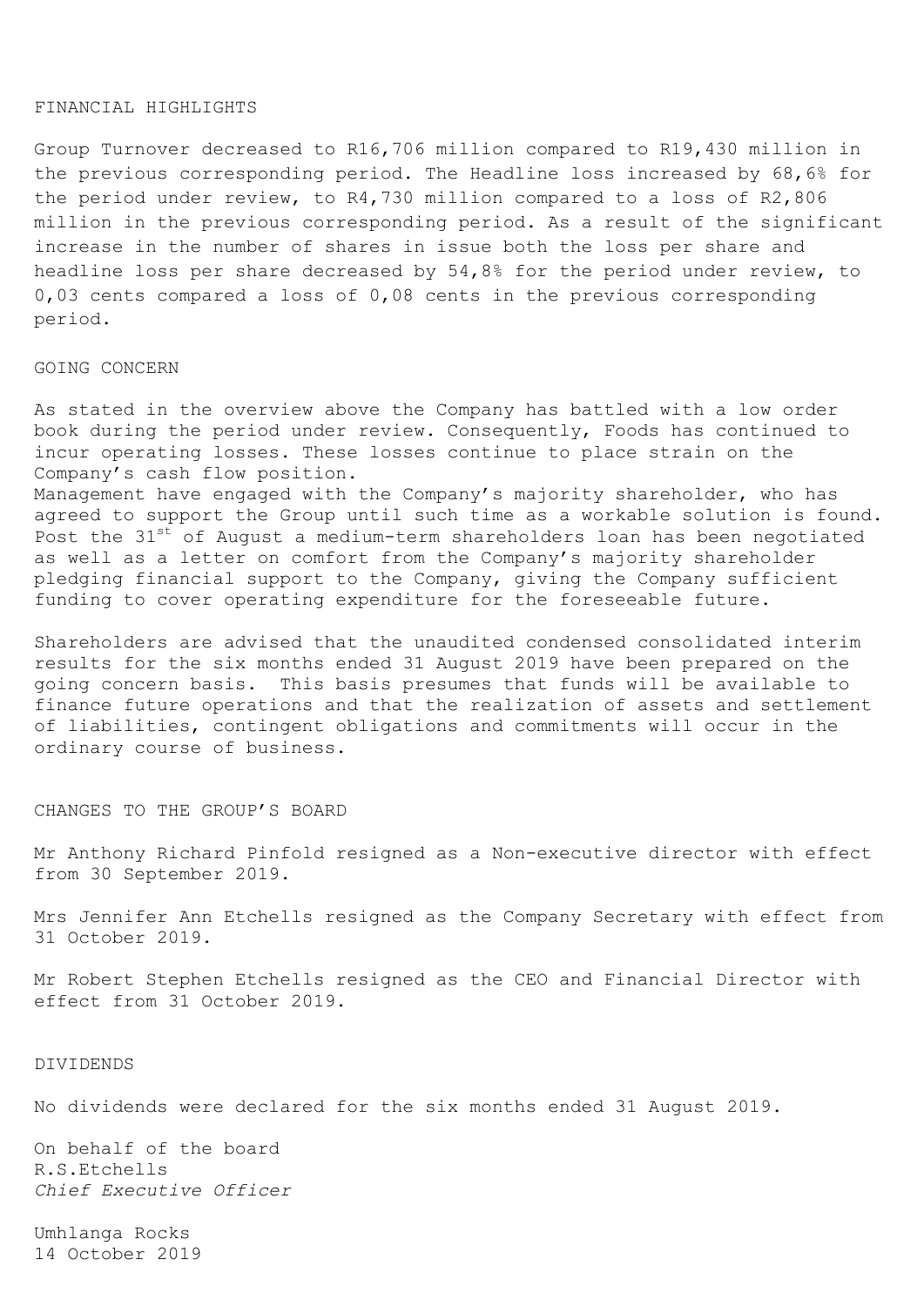## FINANCIAL HIGHLIGHTS

Group Turnover decreased to R16,706 million compared to R19,430 million in the previous corresponding period. The Headline loss increased by 68,6% for the period under review, to R4,730 million compared to a loss of R2,806 million in the previous corresponding period. As a result of the significant increase in the number of shares in issue both the loss per share and headline loss per share decreased by 54,8% for the period under review, to 0,03 cents compared a loss of 0,08 cents in the previous corresponding period.

## GOING CONCERN

As stated in the overview above the Company has battled with a low order book during the period under review. Consequently, Foods has continued to incur operating losses. These losses continue to place strain on the Company's cash flow position.
Management have engaged with the Company's majority shareholder, who has agreed to support the Group until such time as a workable solution is found. Post the 31st of August a medium-term shareholders loan has been negotiated as well as a letter on comfort from the Company's majority shareholder pledging financial support to the Company, giving the Company sufficient funding to cover operating expenditure for the foreseeable future.

Shareholders are advised that the unaudited condensed consolidated interim results for the six months ended 31 August 2019 have been prepared on the going concern basis. This basis presumes that funds will be available to finance future operations and that the realization of assets and settlement of liabilities, contingent obligations and commitments will occur in the ordinary course of business.

## CHANGES TO THE GROUP'S BOARD

Mr Anthony Richard Pinfold resigned as a Non-executive director with effect from 30 September 2019.

Mrs Jennifer Ann Etchells resigned as the Company Secretary with effect from 31 October 2019.

Mr Robert Stephen Etchells resigned as the CEO and Financial Director with effect from 31 October 2019.

## DIVIDENDS

No dividends were declared for the six months ended 31 August 2019.

On behalf of the board
R.S.Etchells
*Chief Executive Officer*

Umhlanga Rocks
14 October 2019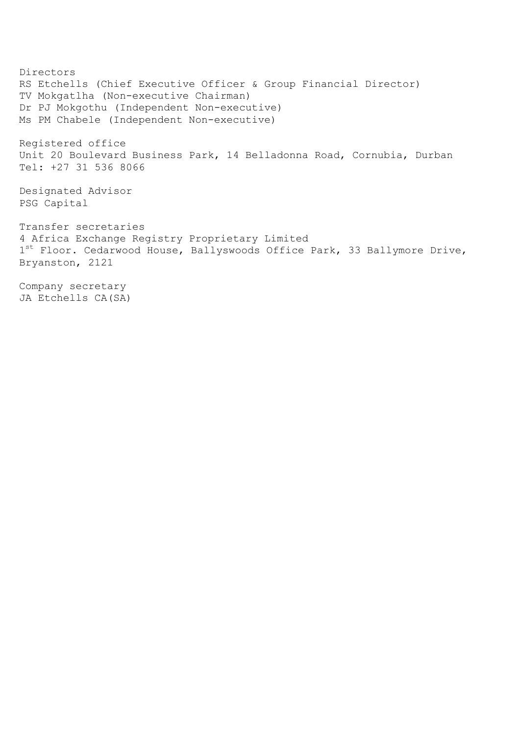Directors
RS Etchells (Chief Executive Officer & Group Financial Director)
TV Mokgatlha (Non-executive Chairman)
Dr PJ Mokgothu (Independent Non-executive)
Ms PM Chabele (Independent Non-executive)

Registered office
Unit 20 Boulevard Business Park, 14 Belladonna Road, Cornubia, Durban
Tel: +27 31 536 8066

Designated Advisor
PSG Capital

Transfer secretaries
4 Africa Exchange Registry Proprietary Limited
1st Floor. Cedarwood House, Ballyswoods Office Park, 33 Ballymore Drive, Bryanston, 2121

Company secretary
JA Etchells CA(SA)